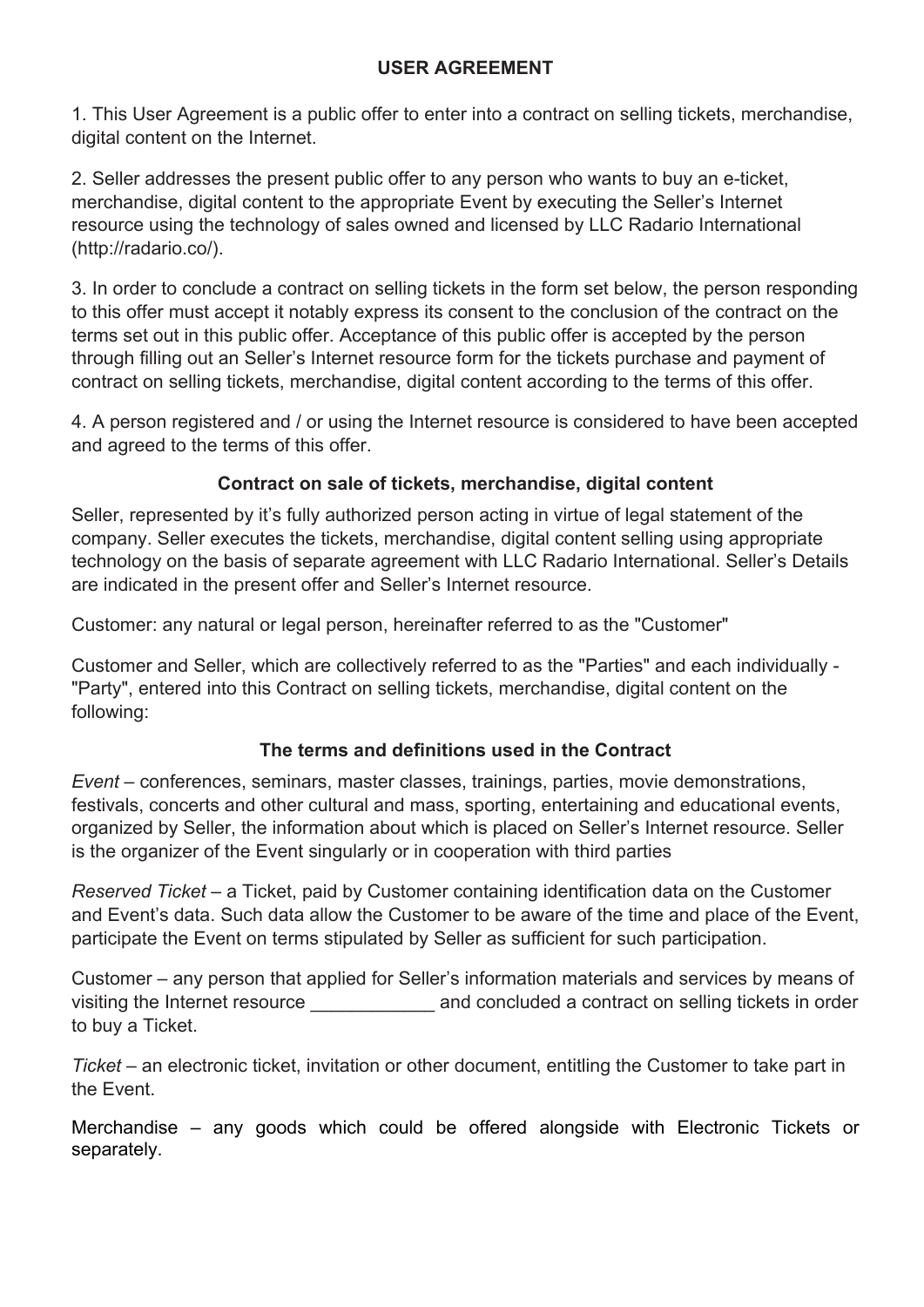# USER AGREEMENT

1. This User Agreement is a public offer to enter into a contract on selling tickets, merchandise, digital content on the Internet.

2. Seller addresses the present public offer to any person who wants to buy an e-ticket, merchandise, digital content to the appropriate Event by executing the Seller's Internet resource using the technology of sales owned and licensed by LLC Radario International (http://radario.co/).

3. In order to conclude a contract on selling tickets in the form set below, the person responding to this offer must accept it notably express its consent to the conclusion of the contract on the terms set out in this public offer. Acceptance of this public offer is accepted by the person through filling out an Seller's Internet resource form for the tickets purchase and payment of contract on selling tickets, merchandise, digital content according to the terms of this offer.

4. A person registered and / or using the Internet resource is considered to have been accepted and agreed to the terms of this offer.

## Contract on sale of tickets, merchandise, digital content

Seller, represented by it's fully authorized person acting in virtue of legal statement of the company. Seller executes the tickets, merchandise, digital content selling using appropriate technology on the basis of separate agreement with LLC Radario International. Seller's Details are indicated in the present offer and Seller's Internet resource.

Customer: any natural or legal person, hereinafter referred to as the "Customer"

Customer and Seller, which are collectively referred to as the "Parties" and each individually - "Party", entered into this Contract on selling tickets, merchandise, digital content on the following:

## The terms and definitions used in the Contract

*Event* – conferences, seminars, master classes, trainings, parties, movie demonstrations, festivals, concerts and other cultural and mass, sporting, entertaining and educational events, organized by Seller, the information about which is placed on Seller's Internet resource. Seller is the organizer of the Event singularly or in cooperation with third parties

*Reserved Ticket* – a Ticket, paid by Customer containing identification data on the Customer and Event's data. Such data allow the Customer to be aware of the time and place of the Event, participate the Event on terms stipulated by Seller as sufficient for such participation.

Customer – any person that applied for Seller's information materials and services by means of visiting the Internet resource ____________ and concluded a contract on selling tickets in order to buy a Ticket.

*Ticket* – an electronic ticket, invitation or other document, entitling the Customer to take part in the Event.

Merchandise – any goods which could be offered alongside with Electronic Tickets or separately.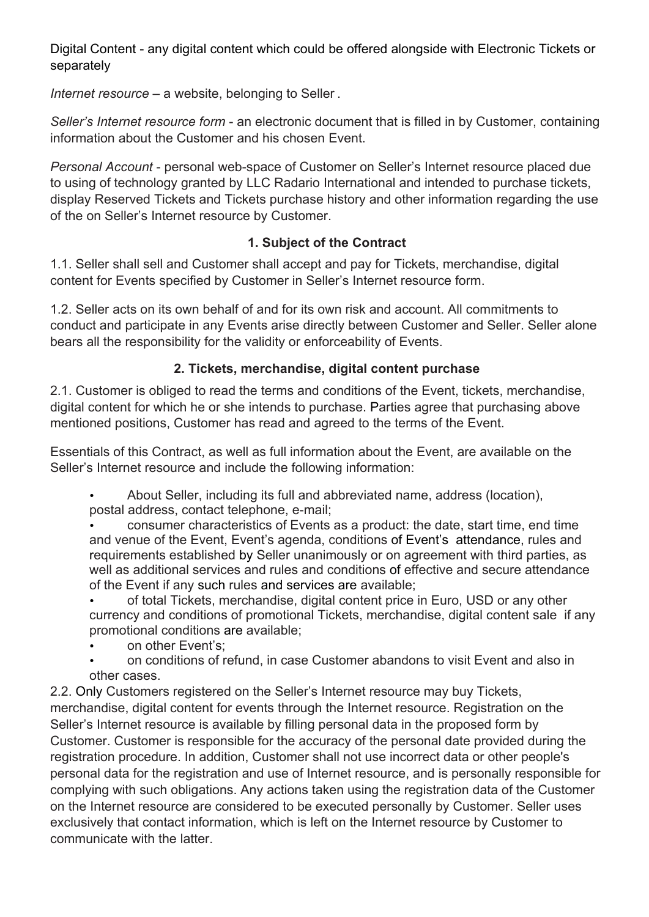Digital Content - any digital content which could be offered alongside with Electronic Tickets or separately

*Internet resource* – a website, belonging to Seller .

*Seller's Internet resource form* - an electronic document that is filled in by Customer, containing information about the Customer and his chosen Event.

*Personal Account* - personal web-space of Customer on Seller's Internet resource placed due to using of technology granted by LLC Radario International and intended to purchase tickets, display Reserved Tickets and Tickets purchase history and other information regarding the use of the on Seller's Internet resource by Customer.

## 1. Subject of the Contract

1.1. Seller shall sell and Customer shall accept and pay for Tickets, merchandise, digital content for Events specified by Customer in Seller's Internet resource form.

1.2. Seller acts on its own behalf of and for its own risk and account. All commitments to conduct and participate in any Events arise directly between Customer and Seller. Seller alone bears all the responsibility for the validity or enforceability of Events.

## 2. Tickets, merchandise, digital content purchase

2.1. Customer is obliged to read the terms and conditions of the Event, tickets, merchandise, digital content for which he or she intends to purchase. Parties agree that purchasing above mentioned positions, Customer has read and agreed to the terms of the Event.

Essentials of this Contract, as well as full information about the Event, are available on the Seller's Internet resource and include the following information:

- About Seller, including its full and abbreviated name, address (location), postal address, contact telephone, e-mail;
- consumer characteristics of Events as a product: the date, start time, end time and venue of the Event, Event's agenda, conditions of Event's attendance, rules and requirements established by Seller unanimously or on agreement with third parties, as well as additional services and rules and conditions of effective and secure attendance of the Event if any such rules and services are available;
- of total Tickets, merchandise, digital content price in Euro, USD or any other currency and conditions of promotional Tickets, merchandise, digital content sale if any promotional conditions are available;
- on other Event's;
- on conditions of refund, in case Customer abandons to visit Event and also in other cases.

2.2. Only Customers registered on the Seller's Internet resource may buy Tickets, merchandise, digital content for events through the Internet resource. Registration on the Seller's Internet resource is available by filling personal data in the proposed form by Customer. Customer is responsible for the accuracy of the personal date provided during the registration procedure. In addition, Customer shall not use incorrect data or other people's personal data for the registration and use of Internet resource, and is personally responsible for complying with such obligations. Any actions taken using the registration data of the Customer on the Internet resource are considered to be executed personally by Customer. Seller uses exclusively that contact information, which is left on the Internet resource by Customer to communicate with the latter.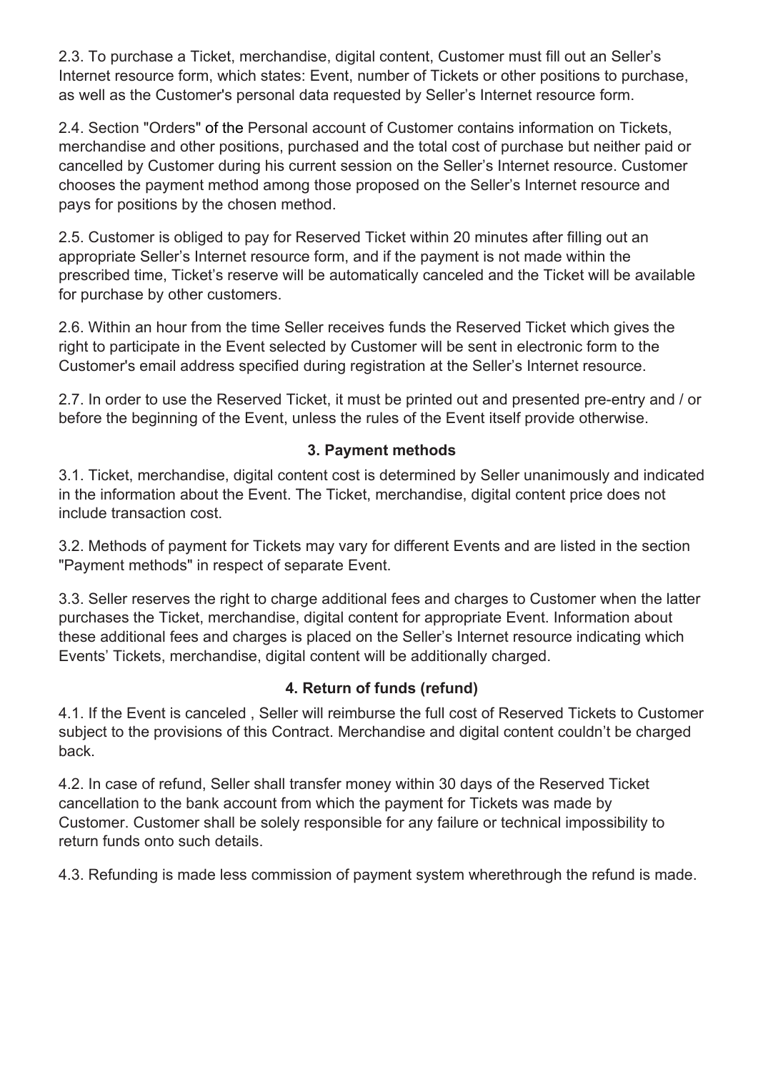2.3. To purchase a Ticket, merchandise, digital content, Customer must fill out an Seller's Internet resource form, which states: Event, number of Tickets or other positions to purchase, as well as the Customer's personal data requested by Seller's Internet resource form.

2.4. Section "Orders" of the Personal account of Customer contains information on Tickets, merchandise and other positions, purchased and the total cost of purchase but neither paid or cancelled by Customer during his current session on the Seller's Internet resource. Customer chooses the payment method among those proposed on the Seller's Internet resource and pays for positions by the chosen method.

2.5. Customer is obliged to pay for Reserved Ticket within 20 minutes after filling out an appropriate Seller's Internet resource form, and if the payment is not made within the prescribed time, Ticket's reserve will be automatically canceled and the Ticket will be available for purchase by other customers.

2.6. Within an hour from the time Seller receives funds the Reserved Ticket which gives the right to participate in the Event selected by Customer will be sent in electronic form to the Customer's email address specified during registration at the Seller's Internet resource.

2.7. In order to use the Reserved Ticket, it must be printed out and presented pre-entry and / or before the beginning of the Event, unless the rules of the Event itself provide otherwise.

### 3. Payment methods

3.1. Ticket, merchandise, digital content cost is determined by Seller unanimously and indicated in the information about the Event. The Ticket, merchandise, digital content price does not include transaction cost.

3.2. Methods of payment for Tickets may vary for different Events and are listed in the section "Payment methods" in respect of separate Event.

3.3. Seller reserves the right to charge additional fees and charges to Customer when the latter purchases the Ticket, merchandise, digital content for appropriate Event. Information about these additional fees and charges is placed on the Seller's Internet resource indicating which Events' Tickets, merchandise, digital content will be additionally charged.

### 4. Return of funds (refund)

4.1. If the Event is canceled , Seller will reimburse the full cost of Reserved Tickets to Customer subject to the provisions of this Contract. Merchandise and digital content couldn't be charged back.

4.2. In case of refund, Seller shall transfer money within 30 days of the Reserved Ticket cancellation to the bank account from which the payment for Tickets was made by Customer. Customer shall be solely responsible for any failure or technical impossibility to return funds onto such details.

4.3. Refunding is made less commission of payment system wherethrough the refund is made.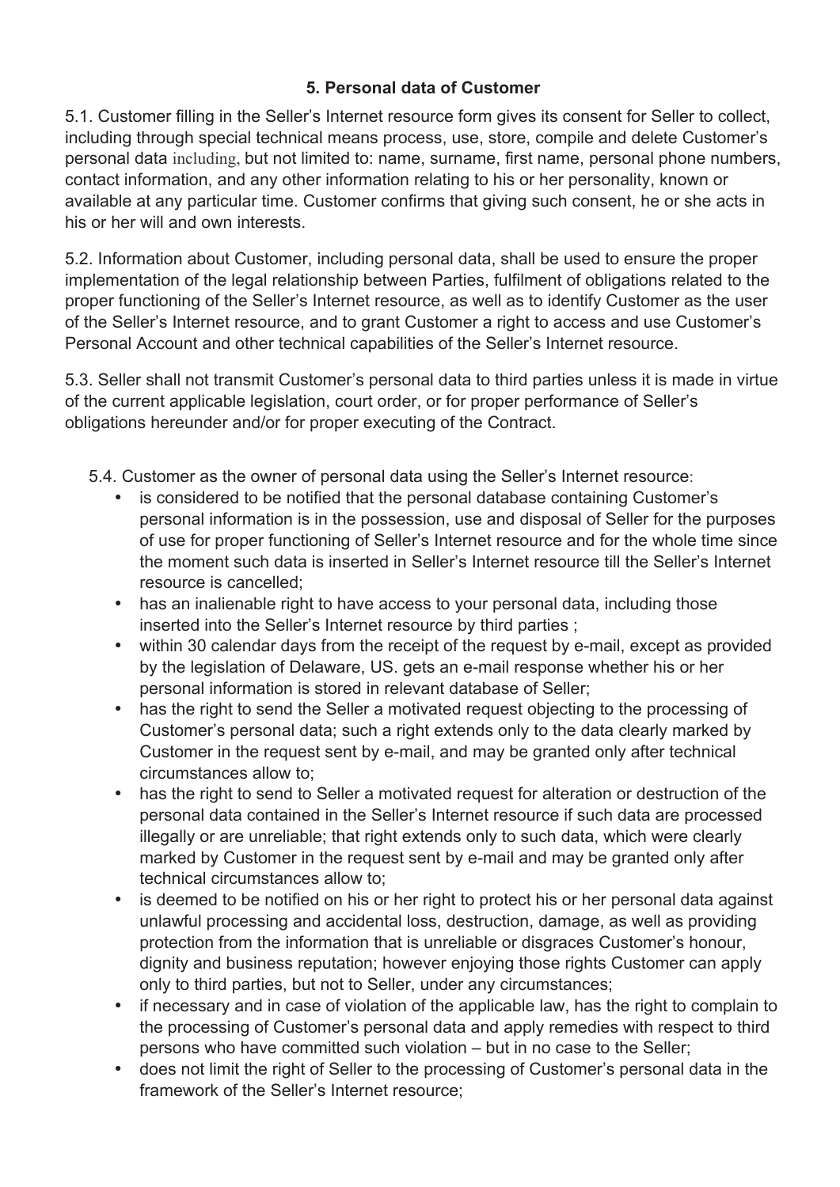### 5. Personal data of Customer

5.1. Customer filling in the Seller's Internet resource form gives its consent for Seller to collect, including through special technical means process, use, store, compile and delete Customer's personal data including, but not limited to: name, surname, first name, personal phone numbers, contact information, and any other information relating to his or her personality, known or available at any particular time. Customer confirms that giving such consent, he or she acts in his or her will and own interests.

5.2. Information about Customer, including personal data, shall be used to ensure the proper implementation of the legal relationship between Parties, fulfilment of obligations related to the proper functioning of the Seller's Internet resource, as well as to identify Customer as the user of the Seller's Internet resource, and to grant Customer a right to access and use Customer's Personal Account and other technical capabilities of the Seller's Internet resource.

5.3. Seller shall not transmit Customer's personal data to third parties unless it is made in virtue of the current applicable legislation, court order, or for proper performance of Seller's obligations hereunder and/or for proper executing of the Contract.

5.4. Customer as the owner of personal data using the Seller's Internet resource:

- is considered to be notified that the personal database containing Customer's personal information is in the possession, use and disposal of Seller for the purposes of use for proper functioning of Seller's Internet resource and for the whole time since the moment such data is inserted in Seller's Internet resource till the Seller's Internet resource is cancelled;
- has an inalienable right to have access to your personal data, including those inserted into the Seller's Internet resource by third parties ;
- within 30 calendar days from the receipt of the request by e-mail, except as provided by the legislation of Delaware, US. gets an e-mail response whether his or her personal information is stored in relevant database of Seller;
- has the right to send the Seller a motivated request objecting to the processing of Customer's personal data; such a right extends only to the data clearly marked by Customer in the request sent by e-mail, and may be granted only after technical circumstances allow to;
- has the right to send to Seller a motivated request for alteration or destruction of the personal data contained in the Seller's Internet resource if such data are processed illegally or are unreliable; that right extends only to such data, which were clearly marked by Customer in the request sent by e-mail and may be granted only after technical circumstances allow to;
- is deemed to be notified on his or her right to protect his or her personal data against unlawful processing and accidental loss, destruction, damage, as well as providing protection from the information that is unreliable or disgraces Customer's honour, dignity and business reputation; however enjoying those rights Customer can apply only to third parties, but not to Seller, under any circumstances;
- if necessary and in case of violation of the applicable law, has the right to complain to the processing of Customer's personal data and apply remedies with respect to third persons who have committed such violation – but in no case to the Seller;
- does not limit the right of Seller to the processing of Customer's personal data in the framework of the Seller's Internet resource;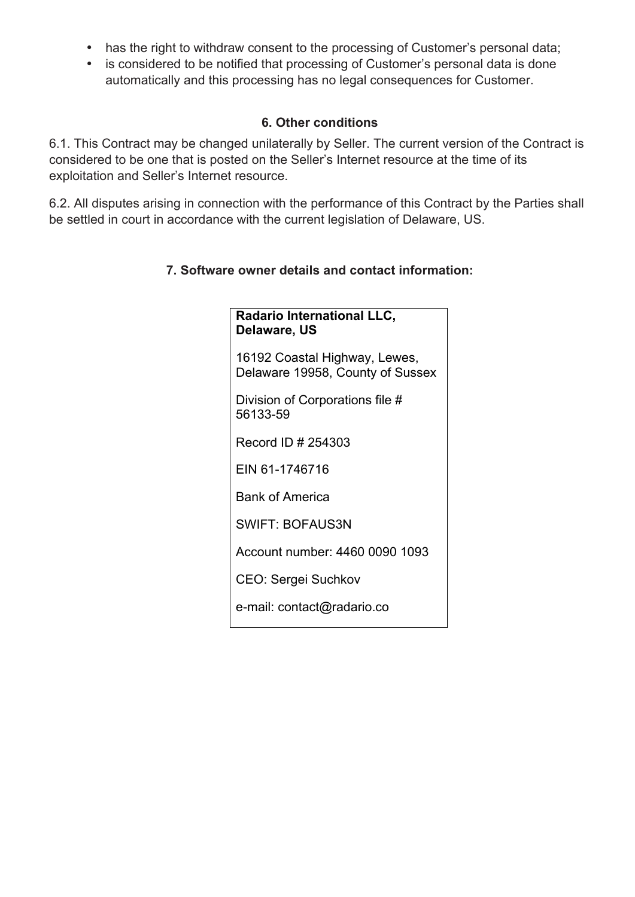- has the right to withdraw consent to the processing of Customer's personal data;
- is considered to be notified that processing of Customer's personal data is done automatically and this processing has no legal consequences for Customer.

## 6. Other conditions

6.1. This Contract may be changed unilaterally by Seller. The current version of the Contract is considered to be one that is posted on the Seller's Internet resource at the time of its exploitation and Seller's Internet resource.

6.2. All disputes arising in connection with the performance of this Contract by the Parties shall be settled in court in accordance with the current legislation of Delaware, US.

## 7. Software owner details and contact information:

**Radario International LLC, Delaware, US**

16192 Coastal Highway, Lewes, Delaware 19958, County of Sussex

Division of Corporations file # 56133-59

Record ID # 254303

EIN 61-1746716

Bank of America

SWIFT: BOFAUS3N

Account number: 4460 0090 1093

CEO: Sergei Suchkov

e-mail: contact@radario.co